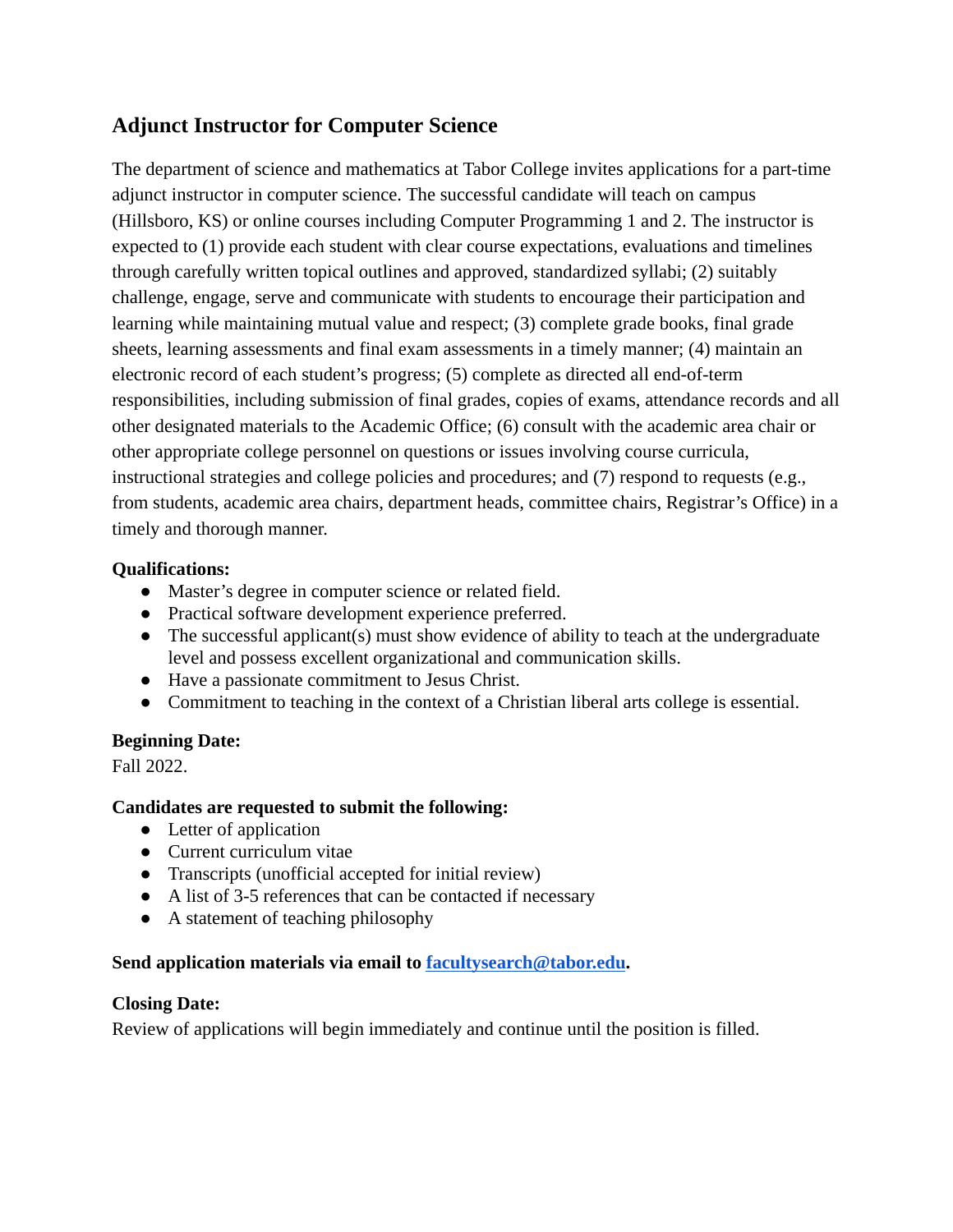# Adjunct Instructor for Computer Science

The department of science and mathematics at Tabor College invites applications for a part-time adjunct instructor in computer science. The successful candidate will teach on campus (Hillsboro, KS) or online courses including Computer Programming 1 and 2. The instructor is expected to (1) provide each student with clear course expectations, evaluations and timelines through carefully written topical outlines and approved, standardized syllabi; (2) suitably challenge, engage, serve and communicate with students to encourage their participation and learning while maintaining mutual value and respect; (3) complete grade books, final grade sheets, learning assessments and final exam assessments in a timely manner; (4) maintain an electronic record of each student's progress; (5) complete as directed all end-of-term responsibilities, including submission of final grades, copies of exams, attendance records and all other designated materials to the Academic Office; (6) consult with the academic area chair or other appropriate college personnel on questions or issues involving course curricula, instructional strategies and college policies and procedures; and (7) respond to requests (e.g., from students, academic area chairs, department heads, committee chairs, Registrar's Office) in a timely and thorough manner.

**Qualifications:**

- Master's degree in computer science or related field.
- Practical software development experience preferred.
- The successful applicant(s) must show evidence of ability to teach at the undergraduate level and possess excellent organizational and communication skills.
- Have a passionate commitment to Jesus Christ.
- Commitment to teaching in the context of a Christian liberal arts college is essential.

**Beginning Date:**

Fall 2022.

**Candidates are requested to submit the following:**

- Letter of application
- Current curriculum vitae
- Transcripts (unofficial accepted for initial review)
- A list of 3-5 references that can be contacted if necessary
- A statement of teaching philosophy

**Send application materials via email to [facultysearch@tabor.edu](mailto:facultysearch@tabor.edu).**

**Closing Date:**

Review of applications will begin immediately and continue until the position is filled.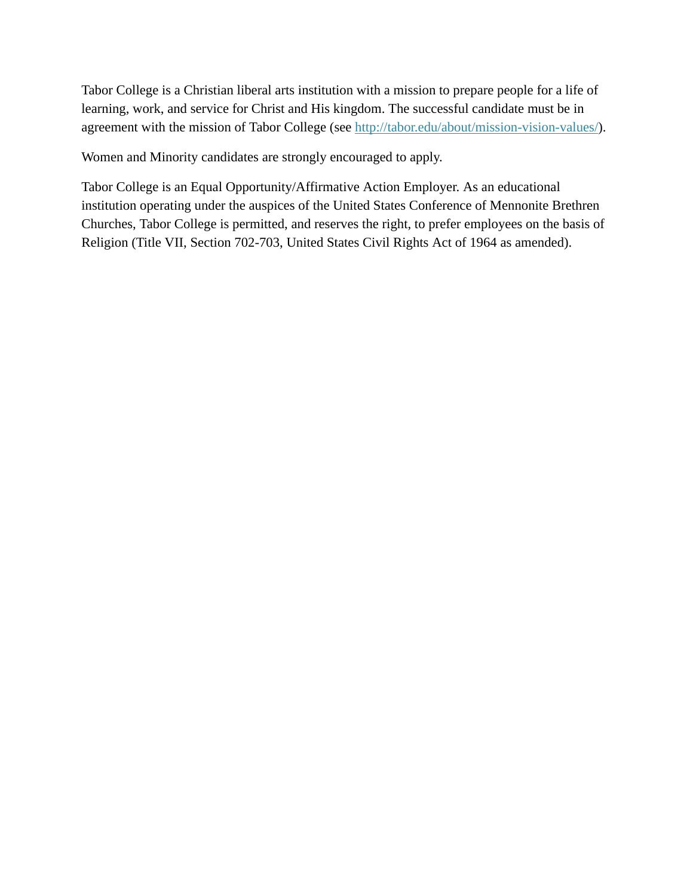Tabor College is a Christian liberal arts institution with a mission to prepare people for a life of learning, work, and service for Christ and His kingdom. The successful candidate must be in agreement with the mission of Tabor College (see [http://tabor.edu/about/mission-vision-values/](http://tabor.edu/about/mission-vision-values/)).

Women and Minority candidates are strongly encouraged to apply.

Tabor College is an Equal Opportunity/Affirmative Action Employer. As an educational institution operating under the auspices of the United States Conference of Mennonite Brethren Churches, Tabor College is permitted, and reserves the right, to prefer employees on the basis of Religion (Title VII, Section 702-703, United States Civil Rights Act of 1964 as amended).